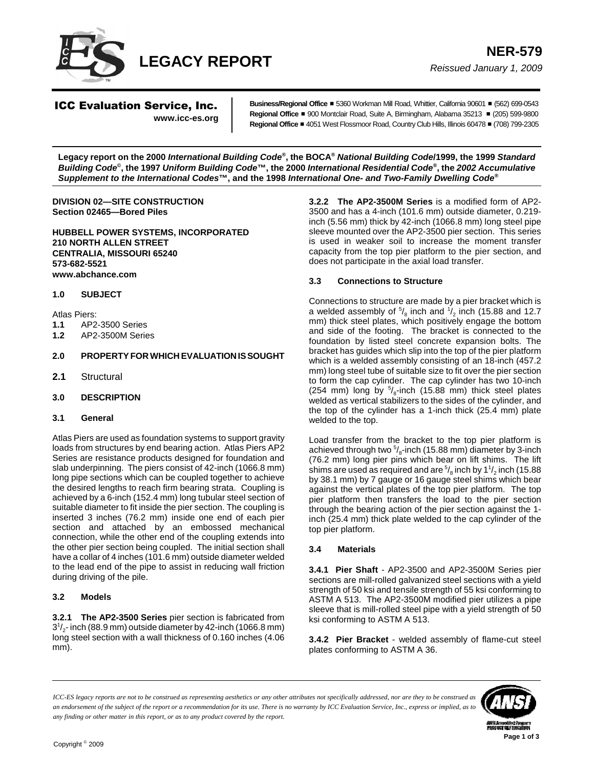# LEGACY REPORT

**NER-579**

*Reissued January 1, 2009*

**ICC Evaluation Service, Inc.**
**www.icc-es.org**

**Business/Regional Office** ■ 5360 Workman Mill Road, Whittier, California 90601 ■ (562) 699-0543
**Regional Office** ■ 900 Montclair Road, Suite A, Birmingham, Alabama 35213 ■ (205) 599-9800
**Regional Office** ■ 4051 West Flossmoor Road, Country Club Hills, Illinois 60478 ■ (708) 799-2305

**Legacy report on the 2000 *International Building Code*®, the BOCA® *National Building Code*/1999, the 1999 *Standard Building Code*©, the 1997 *Uniform Building Code*™, the 2000 *International Residential Code*®, the *2002 Accumulative Supplement to the International Codes*™, and the 1998 *International One- and Two-Family Dwelling Code*®**

**DIVISION 02—SITE CONSTRUCTION**
**Section 02465—Bored Piles**

**HUBBELL POWER SYSTEMS, INCORPORATED**
**210 NORTH ALLEN STREET**
**CENTRALIA, MISSOURI 65240**
**573-682-5521**
**www.abchance.com**

## 1.0 SUBJECT

Atlas Piers:

**1.1** AP2-3500 Series

**1.2** AP2-3500M Series

## 2.0 PROPERTY FOR WHICH EVALUATION IS SOUGHT

**2.1** Structural

## 3.0 DESCRIPTION

### 3.1 General

Atlas Piers are used as foundation systems to support gravity loads from structures by end bearing action. Atlas Piers AP2 Series are resistance products designed for foundation and slab underpinning. The piers consist of 42-inch (1066.8 mm) long pipe sections which can be coupled together to achieve the desired lengths to reach firm bearing strata. Coupling is achieved by a 6-inch (152.4 mm) long tubular steel section of suitable diameter to fit inside the pier section. The coupling is inserted 3 inches (76.2 mm) inside one end of each pier section and attached by an embossed mechanical connection, while the other end of the coupling extends into the other pier section being coupled. The initial section shall have a collar of 4 inches (101.6 mm) outside diameter welded to the lead end of the pipe to assist in reducing wall friction during driving of the pile.

### 3.2 Models

**3.2.1 The AP2-3500 Series** pier section is fabricated from $3^1/_2$- inch (88.9 mm) outside diameter by 42-inch (1066.8 mm) long steel section with a wall thickness of 0.160 inches (4.06 mm).

**3.2.2 The AP2-3500M Series** is a modified form of AP2-3500 and has a 4-inch (101.6 mm) outside diameter, 0.219-inch (5.56 mm) thick by 42-inch (1066.8 mm) long steel pipe sleeve mounted over the AP2-3500 pier section. This series is used in weaker soil to increase the moment transfer capacity from the top pier platform to the pier section, and does not participate in the axial load transfer.

### 3.3 Connections to Structure

Connections to structure are made by a pier bracket which is a welded assembly of $^5/_8$ inch and $^1/_2$ inch (15.88 and 12.7 mm) thick steel plates, which positively engage the bottom and side of the footing. The bracket is connected to the foundation by listed steel concrete expansion bolts. The bracket has guides which slip into the top of the pier platform which is a welded assembly consisting of an 18-inch (457.2 mm) long steel tube of suitable size to fit over the pier section to form the cap cylinder. The cap cylinder has two 10-inch (254 mm) long by $^5/_8$-inch (15.88 mm) thick steel plates welded as vertical stabilizers to the sides of the cylinder, and the top of the cylinder has a 1-inch thick (25.4 mm) plate welded to the top.

Load transfer from the bracket to the top pier platform is achieved through two $^5/_8$-inch (15.88 mm) diameter by 3-inch (76.2 mm) long pier pins which bear on lift shims. The lift shims are used as required and are $^5/_8$ inch by $1^1/_2$ inch (15.88 by 38.1 mm) by 7 gauge or 16 gauge steel shims which bear against the vertical plates of the top pier platform. The top pier platform then transfers the load to the pier section through the bearing action of the pier section against the 1-inch (25.4 mm) thick plate welded to the cap cylinder of the top pier platform.

### 3.4 Materials

**3.4.1 Pier Shaft** - AP2-3500 and AP2-3500M Series pier sections are mill-rolled galvanized steel sections with a yield strength of 50 ksi and tensile strength of 55 ksi conforming to ASTM A 513. The AP2-3500M modified pier utilizes a pipe sleeve that is mill-rolled steel pipe with a yield strength of 50 ksi conforming to ASTM A 513.

**3.4.2 Pier Bracket** - welded assembly of flame-cut steel plates conforming to ASTM A 36.

*ICC-ES legacy reports are not to be construed as representing aesthetics or any other attributes not specifically addressed, nor are they to be construed as an endorsement of the subject of the report or a recommendation for its use. There is no warranty by ICC Evaluation Service, Inc., express or implied, as to any finding or other matter in this report, or as to any product covered by the report.*

Copyright © 2009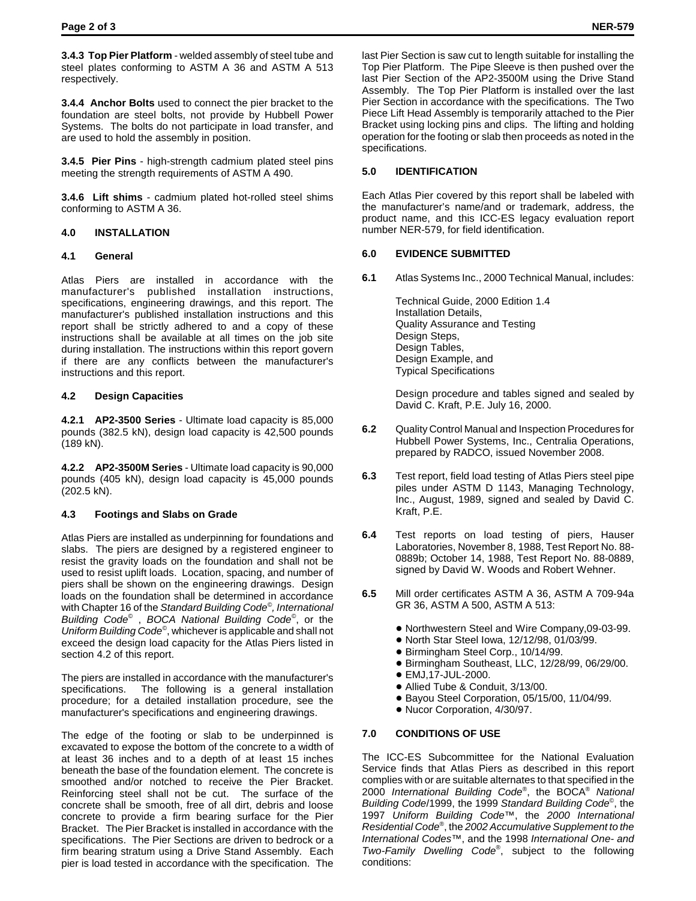**3.4.3 Top Pier Platform** - welded assembly of steel tube and steel plates conforming to ASTM A 36 and ASTM A 513 respectively.

**3.4.4 Anchor Bolts** used to connect the pier bracket to the foundation are steel bolts, not provide by Hubbell Power Systems. The bolts do not participate in load transfer, and are used to hold the assembly in position.

**3.4.5 Pier Pins** - high-strength cadmium plated steel pins meeting the strength requirements of ASTM A 490.

**3.4.6 Lift shims** - cadmium plated hot-rolled steel shims conforming to ASTM A 36.

## 4.0 INSTALLATION

### 4.1 General

Atlas Piers are installed in accordance with the manufacturer's published installation instructions, specifications, engineering drawings, and this report. The manufacturer's published installation instructions and this report shall be strictly adhered to and a copy of these instructions shall be available at all times on the job site during installation. The instructions within this report govern if there are any conflicts between the manufacturer's instructions and this report.

### 4.2 Design Capacities

**4.2.1 AP2-3500 Series** - Ultimate load capacity is 85,000 pounds (382.5 kN), design load capacity is 42,500 pounds (189 kN).

**4.2.2 AP2-3500M Series** - Ultimate load capacity is 90,000 pounds (405 kN), design load capacity is 45,000 pounds (202.5 kN).

### 4.3 Footings and Slabs on Grade

Atlas Piers are installed as underpinning for foundations and slabs. The piers are designed by a registered engineer to resist the gravity loads on the foundation and shall not be used to resist uplift loads. Location, spacing, and number of piers shall be shown on the engineering drawings. Design loads on the foundation shall be determined in accordance with Chapter 16 of the *Standard Building Code©, International Building Code©*, *BOCA National Building Code©*, or the *Uniform Building Code©*, whichever is applicable and shall not exceed the design load capacity for the Atlas Piers listed in section 4.2 of this report.

The piers are installed in accordance with the manufacturer's specifications. The following is a general installation procedure; for a detailed installation procedure, see the manufacturer's specifications and engineering drawings.

The edge of the footing or slab to be underpinned is excavated to expose the bottom of the concrete to a width of at least 36 inches and to a depth of at least 15 inches beneath the base of the foundation element. The concrete is smoothed and/or notched to receive the Pier Bracket. Reinforcing steel shall not be cut. The surface of the concrete shall be smooth, free of all dirt, debris and loose concrete to provide a firm bearing surface for the Pier Bracket. The Pier Bracket is installed in accordance with the specifications. The Pier Sections are driven to bedrock or a firm bearing stratum using a Drive Stand Assembly. Each pier is load tested in accordance with the specification. The last Pier Section is saw cut to length suitable for installing the Top Pier Platform. The Pipe Sleeve is then pushed over the last Pier Section of the AP2-3500M using the Drive Stand Assembly. The Top Pier Platform is installed over the last Pier Section in accordance with the specifications. The Two Piece Lift Head Assembly is temporarily attached to the Pier Bracket using locking pins and clips. The lifting and holding operation for the footing or slab then proceeds as noted in the specifications.

## 5.0 IDENTIFICATION

Each Atlas Pier covered by this report shall be labeled with the manufacturer's name/and or trademark, address, the product name, and this ICC-ES legacy evaluation report number NER-579, for field identification.

## 6.0 EVIDENCE SUBMITTED

**6.1** Atlas Systems Inc., 2000 Technical Manual, includes:

Technical Guide, 2000 Edition 1.4
Installation Details,
Quality Assurance and Testing
Design Steps,
Design Tables,
Design Example, and
Typical Specifications

Design procedure and tables signed and sealed by David C. Kraft, P.E. July 16, 2000.

**6.2** Quality Control Manual and Inspection Procedures for Hubbell Power Systems, Inc., Centralia Operations, prepared by RADCO, issued November 2008.

**6.3** Test report, field load testing of Atlas Piers steel pipe piles under ASTM D 1143, Managing Technology, Inc., August, 1989, signed and sealed by David C. Kraft, P.E.

**6.4** Test reports on load testing of piers, Hauser Laboratories, November 8, 1988, Test Report No. 88-0889b; October 14, 1988, Test Report No. 88-0889, signed by David W. Woods and Robert Wehner.

**6.5** Mill order certificates ASTM A 36, ASTM A 709-94a GR 36, ASTM A 500, ASTM A 513:

- Northwestern Steel and Wire Company,09-03-99.
- North Star Steel Iowa, 12/12/98, 01/03/99.
- Birmingham Steel Corp., 10/14/99.
- Birmingham Southeast, LLC, 12/28/99, 06/29/00.
- EMJ,17-JUL-2000.
- Allied Tube & Conduit, 3/13/00.
- Bayou Steel Corporation, 05/15/00, 11/04/99.
- Nucor Corporation, 4/30/97.

## 7.0 CONDITIONS OF USE

The ICC-ES Subcommittee for the National Evaluation Service finds that Atlas Piers as described in this report complies with or are suitable alternates to that specified in the 2000 *International Building Code®*, the BOCA® *National Building Code*/1999, the 1999 *Standard Building Code©*, the 1997 *Uniform Building Code™*, the *2000 International Residential Code®*, the *2002 Accumulative Supplement to the International Codes™*, and the 1998 *International One- and Two-Family Dwelling Code®*, subject to the following conditions: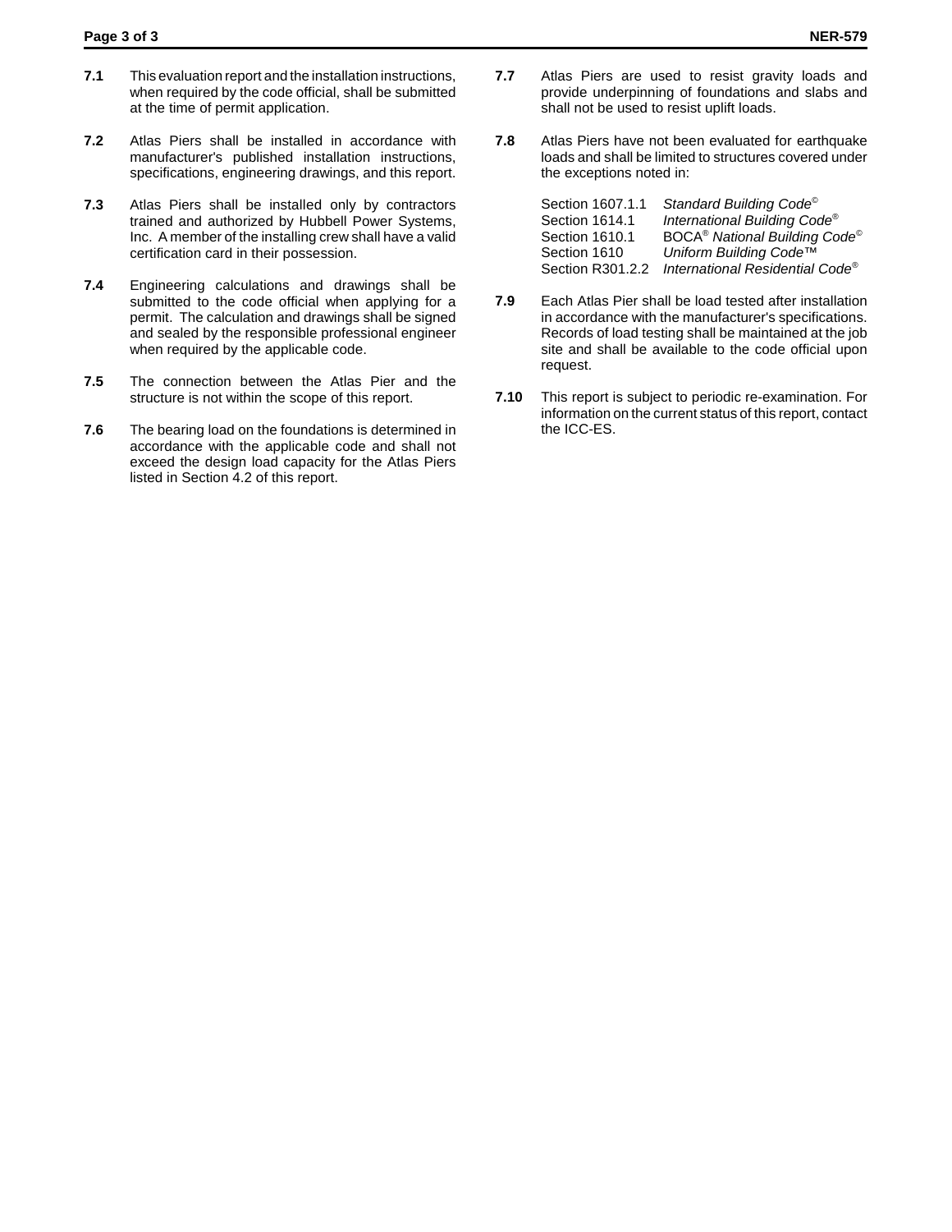**7.1** This evaluation report and the installation instructions, when required by the code official, shall be submitted at the time of permit application.

**7.2** Atlas Piers shall be installed in accordance with manufacturer's published installation instructions, specifications, engineering drawings, and this report.

**7.3** Atlas Piers shall be installed only by contractors trained and authorized by Hubbell Power Systems, Inc. A member of the installing crew shall have a valid certification card in their possession.

**7.4** Engineering calculations and drawings shall be submitted to the code official when applying for a permit. The calculation and drawings shall be signed and sealed by the responsible professional engineer when required by the applicable code.

**7.5** The connection between the Atlas Pier and the structure is not within the scope of this report.

**7.6** The bearing load on the foundations is determined in accordance with the applicable code and shall not exceed the design load capacity for the Atlas Piers listed in Section 4.2 of this report.

**7.7** Atlas Piers are used to resist gravity loads and provide underpinning of foundations and slabs and shall not be used to resist uplift loads.

**7.8** Atlas Piers have not been evaluated for earthquake loads and shall be limited to structures covered under the exceptions noted in:

| | |
|---|---|
| Section 1607.1.1 | *Standard Building Code*© |
| Section 1614.1 | *International Building Code*® |
| Section 1610.1 | BOCA® *National Building Code*© |
| Section 1610 | *Uniform Building Code*™ |
| Section R301.2.2 | *International Residential Code*® |

**7.9** Each Atlas Pier shall be load tested after installation in accordance with the manufacturer's specifications. Records of load testing shall be maintained at the job site and shall be available to the code official upon request.

**7.10** This report is subject to periodic re-examination. For information on the current status of this report, contact the ICC-ES.